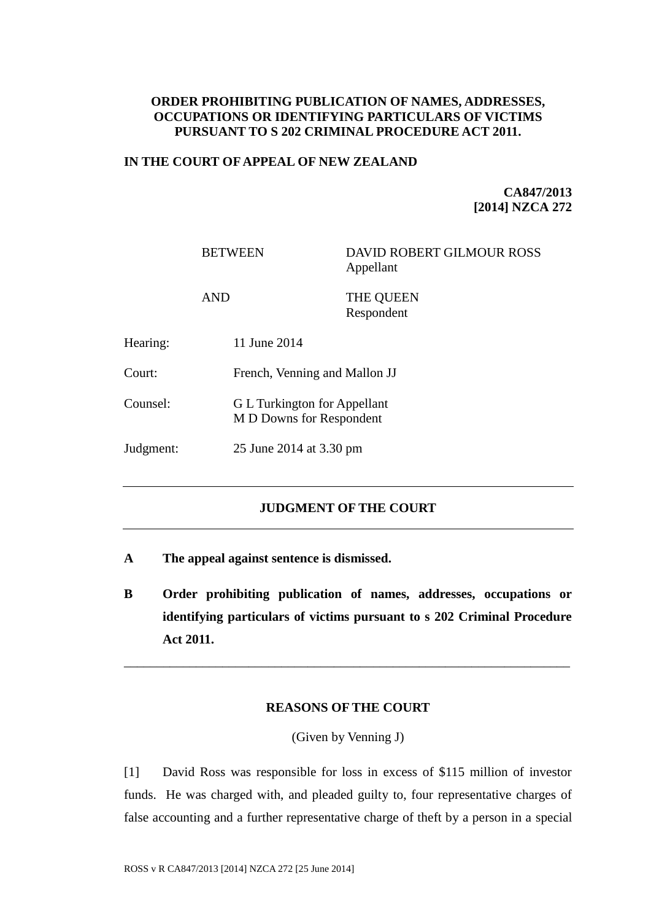**ORDER PROHIBITING PUBLICATION OF NAMES, ADDRESSES, OCCUPATIONS OR IDENTIFYING PARTICULARS OF VICTIMS PURSUANT TO S 202 CRIMINAL PROCEDURE ACT 2011.**

**IN THE COURT OF APPEAL OF NEW ZEALAND**

**CA847/2013**
**[2014] NZCA 272**

| | |
|---|---|
| BETWEEN | DAVID ROBERT GILMOUR ROSS<br>Appellant |
| AND | THE QUEEN<br>Respondent |

Hearing: 11 June 2014

Court: French, Venning and Mallon JJ

Counsel: G L Turkington for Appellant
M D Downs for Respondent

Judgment: 25 June 2014 at 3.30 pm

---

## JUDGMENT OF THE COURT

---

**A The appeal against sentence is dismissed.**

**B Order prohibiting publication of names, addresses, occupations or identifying particulars of victims pursuant to s 202 Criminal Procedure Act 2011.**

---

## REASONS OF THE COURT

(Given by Venning J)

[1] David Ross was responsible for loss in excess of $115 million of investor funds. He was charged with, and pleaded guilty to, four representative charges of false accounting and a further representative charge of theft by a person in a special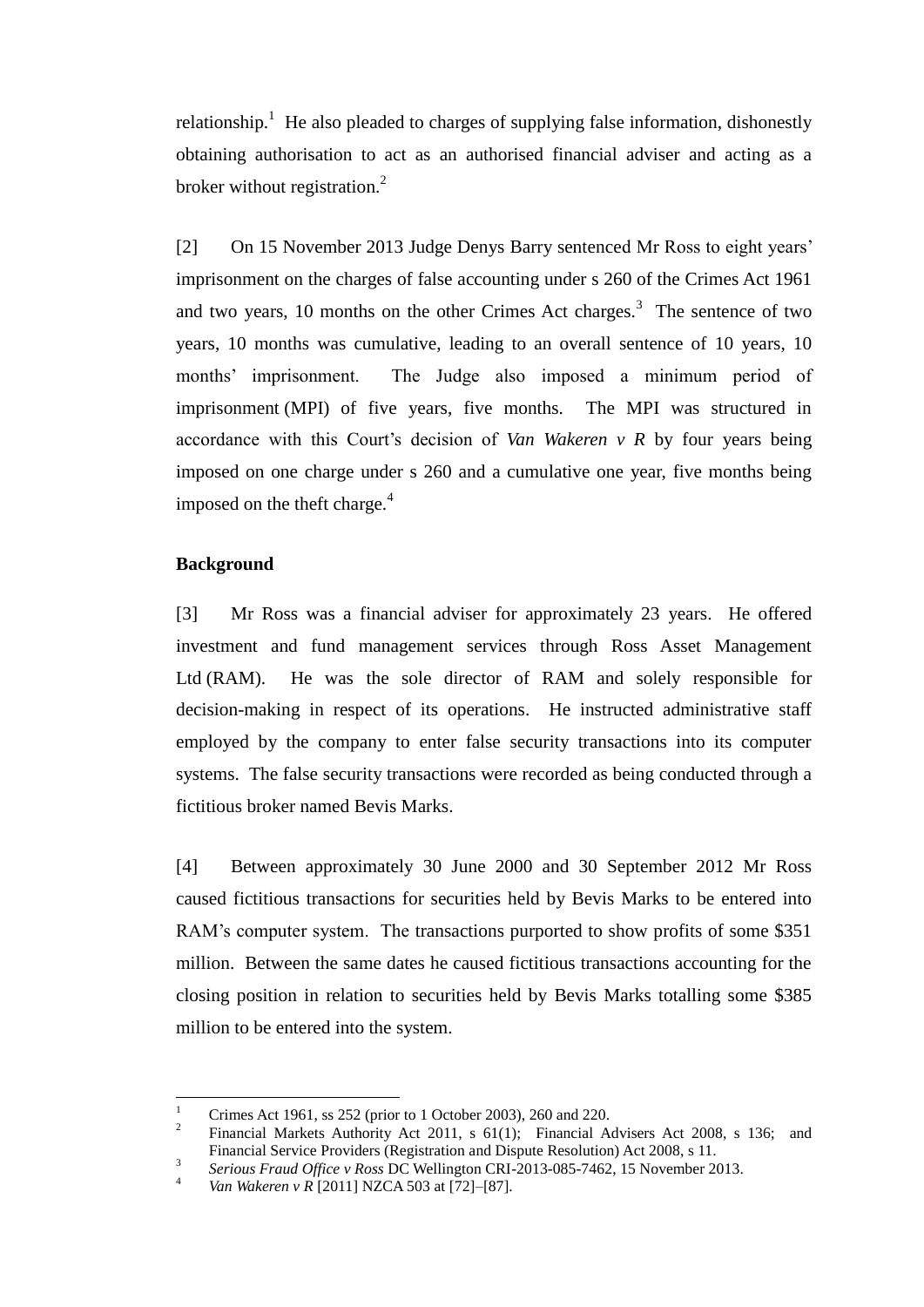relationship.[1] He also pleaded to charges of supplying false information, dishonestly obtaining authorisation to act as an authorised financial adviser and acting as a broker without registration.[2]

[2] On 15 November 2013 Judge Denys Barry sentenced Mr Ross to eight years' imprisonment on the charges of false accounting under s 260 of the Crimes Act 1961 and two years, 10 months on the other Crimes Act charges.[3] The sentence of two years, 10 months was cumulative, leading to an overall sentence of 10 years, 10 months' imprisonment. The Judge also imposed a minimum period of imprisonment (MPI) of five years, five months. The MPI was structured in accordance with this Court's decision of *Van Wakeren v R* by four years being imposed on one charge under s 260 and a cumulative one year, five months being imposed on the theft charge.[4]

**Background**

[3] Mr Ross was a financial adviser for approximately 23 years. He offered investment and fund management services through Ross Asset Management Ltd (RAM). He was the sole director of RAM and solely responsible for decision-making in respect of its operations. He instructed administrative staff employed by the company to enter false security transactions into its computer systems. The false security transactions were recorded as being conducted through a fictitious broker named Bevis Marks.

[4] Between approximately 30 June 2000 and 30 September 2012 Mr Ross caused fictitious transactions for securities held by Bevis Marks to be entered into RAM's computer system. The transactions purported to show profits of some $351 million. Between the same dates he caused fictitious transactions accounting for the closing position in relation to securities held by Bevis Marks totalling some $385 million to be entered into the system.

---

[1] Crimes Act 1961, ss 252 (prior to 1 October 2003), 260 and 220.

[2] Financial Markets Authority Act 2011, s 61(1); Financial Advisers Act 2008, s 136; and Financial Service Providers (Registration and Dispute Resolution) Act 2008, s 11.

[3] *Serious Fraud Office v Ross* DC Wellington CRI-2013-085-7462, 15 November 2013.

[4] *Van Wakeren v R* [2011] NZCA 503 at [72]–[87].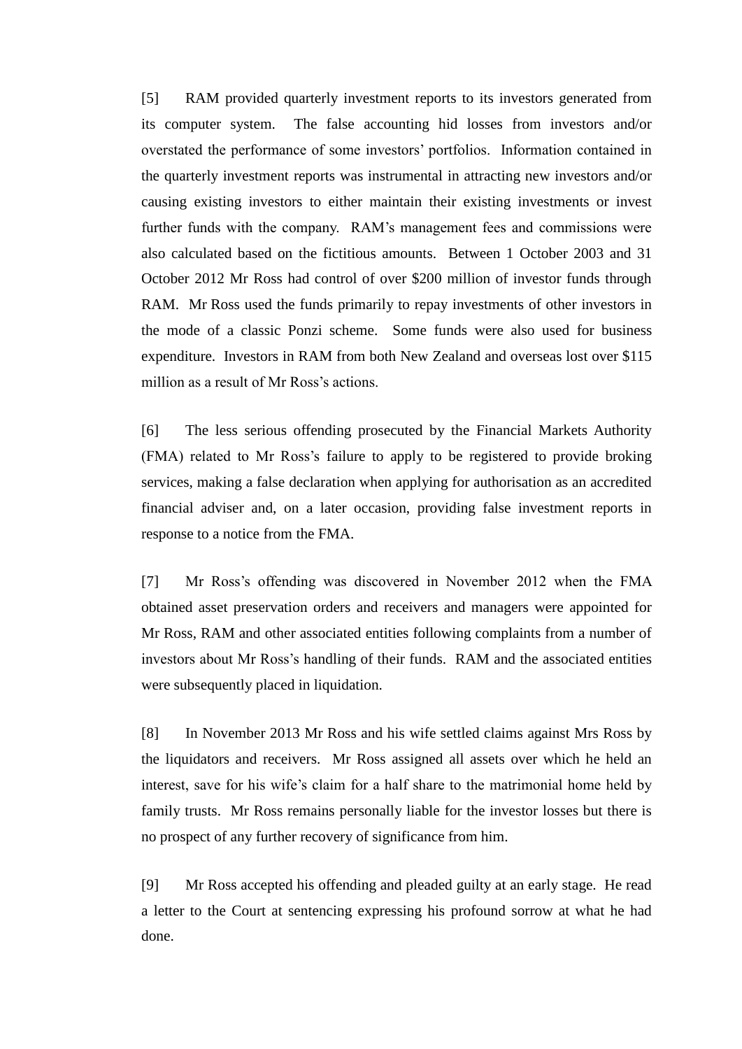[5] RAM provided quarterly investment reports to its investors generated from its computer system. The false accounting hid losses from investors and/or overstated the performance of some investors' portfolios. Information contained in the quarterly investment reports was instrumental in attracting new investors and/or causing existing investors to either maintain their existing investments or invest further funds with the company. RAM's management fees and commissions were also calculated based on the fictitious amounts. Between 1 October 2003 and 31 October 2012 Mr Ross had control of over $200 million of investor funds through RAM. Mr Ross used the funds primarily to repay investments of other investors in the mode of a classic Ponzi scheme. Some funds were also used for business expenditure. Investors in RAM from both New Zealand and overseas lost over $115 million as a result of Mr Ross's actions.

[6] The less serious offending prosecuted by the Financial Markets Authority (FMA) related to Mr Ross's failure to apply to be registered to provide broking services, making a false declaration when applying for authorisation as an accredited financial adviser and, on a later occasion, providing false investment reports in response to a notice from the FMA.

[7] Mr Ross's offending was discovered in November 2012 when the FMA obtained asset preservation orders and receivers and managers were appointed for Mr Ross, RAM and other associated entities following complaints from a number of investors about Mr Ross's handling of their funds. RAM and the associated entities were subsequently placed in liquidation.

[8] In November 2013 Mr Ross and his wife settled claims against Mrs Ross by the liquidators and receivers. Mr Ross assigned all assets over which he held an interest, save for his wife's claim for a half share to the matrimonial home held by family trusts. Mr Ross remains personally liable for the investor losses but there is no prospect of any further recovery of significance from him.

[9] Mr Ross accepted his offending and pleaded guilty at an early stage. He read a letter to the Court at sentencing expressing his profound sorrow at what he had done.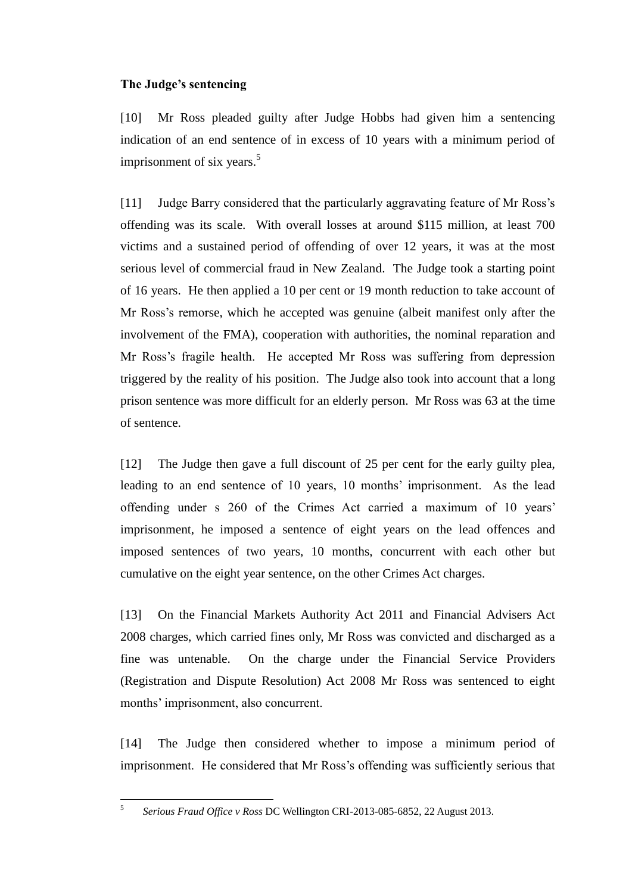**The Judge's sentencing**

[10] Mr Ross pleaded guilty after Judge Hobbs had given him a sentencing indication of an end sentence of in excess of 10 years with a minimum period of imprisonment of six years.[5]

[11] Judge Barry considered that the particularly aggravating feature of Mr Ross's offending was its scale. With overall losses at around $115 million, at least 700 victims and a sustained period of offending of over 12 years, it was at the most serious level of commercial fraud in New Zealand. The Judge took a starting point of 16 years. He then applied a 10 per cent or 19 month reduction to take account of Mr Ross's remorse, which he accepted was genuine (albeit manifest only after the involvement of the FMA), cooperation with authorities, the nominal reparation and Mr Ross's fragile health. He accepted Mr Ross was suffering from depression triggered by the reality of his position. The Judge also took into account that a long prison sentence was more difficult for an elderly person. Mr Ross was 63 at the time of sentence.

[12] The Judge then gave a full discount of 25 per cent for the early guilty plea, leading to an end sentence of 10 years, 10 months' imprisonment. As the lead offending under s 260 of the Crimes Act carried a maximum of 10 years' imprisonment, he imposed a sentence of eight years on the lead offences and imposed sentences of two years, 10 months, concurrent with each other but cumulative on the eight year sentence, on the other Crimes Act charges.

[13] On the Financial Markets Authority Act 2011 and Financial Advisers Act 2008 charges, which carried fines only, Mr Ross was convicted and discharged as a fine was untenable. On the charge under the Financial Service Providers (Registration and Dispute Resolution) Act 2008 Mr Ross was sentenced to eight months' imprisonment, also concurrent.

[14] The Judge then considered whether to impose a minimum period of imprisonment. He considered that Mr Ross's offending was sufficiently serious that

---

[5] *Serious Fraud Office v Ross* DC Wellington CRI-2013-085-6852, 22 August 2013.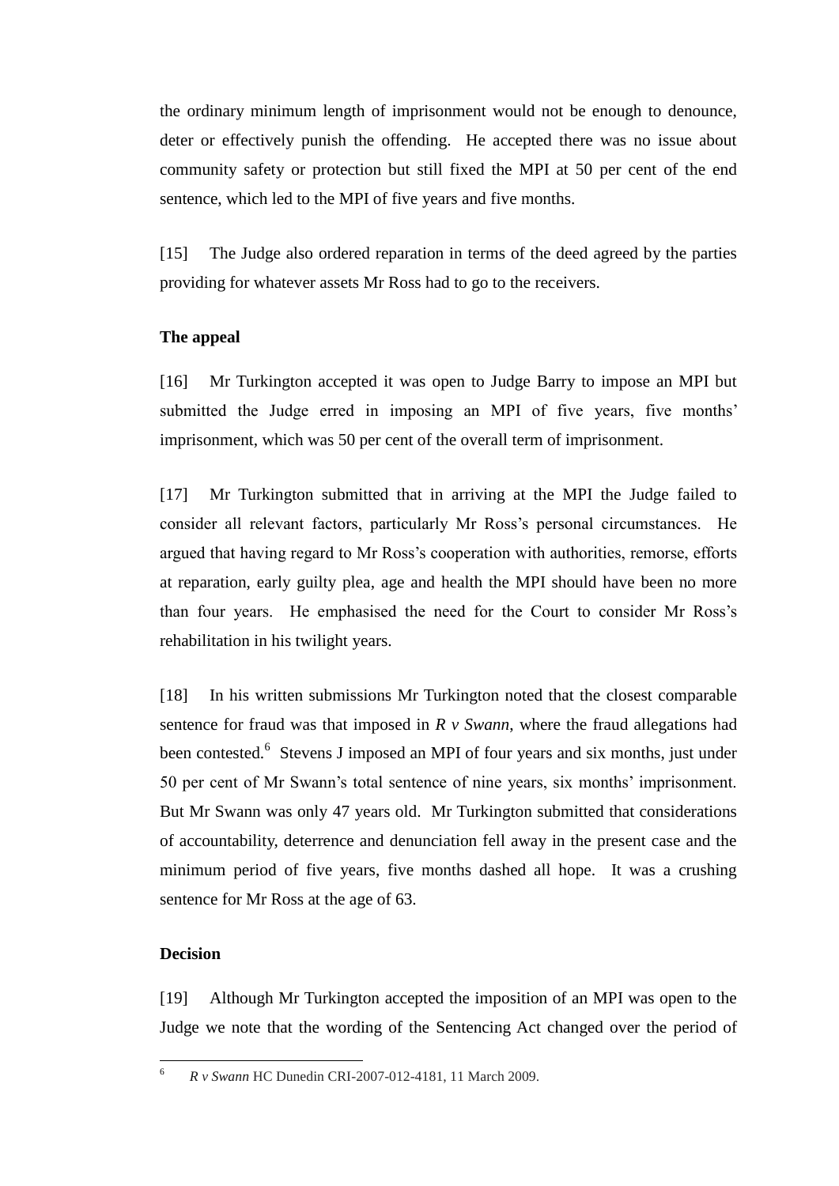the ordinary minimum length of imprisonment would not be enough to denounce, deter or effectively punish the offending. He accepted there was no issue about community safety or protection but still fixed the MPI at 50 per cent of the end sentence, which led to the MPI of five years and five months.

[15] The Judge also ordered reparation in terms of the deed agreed by the parties providing for whatever assets Mr Ross had to go to the receivers.

**The appeal**

[16] Mr Turkington accepted it was open to Judge Barry to impose an MPI but submitted the Judge erred in imposing an MPI of five years, five months' imprisonment, which was 50 per cent of the overall term of imprisonment.

[17] Mr Turkington submitted that in arriving at the MPI the Judge failed to consider all relevant factors, particularly Mr Ross's personal circumstances. He argued that having regard to Mr Ross's cooperation with authorities, remorse, efforts at reparation, early guilty plea, age and health the MPI should have been no more than four years. He emphasised the need for the Court to consider Mr Ross's rehabilitation in his twilight years.

[18] In his written submissions Mr Turkington noted that the closest comparable sentence for fraud was that imposed in *R v Swann*, where the fraud allegations had been contested.[6] Stevens J imposed an MPI of four years and six months, just under 50 per cent of Mr Swann's total sentence of nine years, six months' imprisonment. But Mr Swann was only 47 years old. Mr Turkington submitted that considerations of accountability, deterrence and denunciation fell away in the present case and the minimum period of five years, five months dashed all hope. It was a crushing sentence for Mr Ross at the age of 63.

**Decision**

[19] Although Mr Turkington accepted the imposition of an MPI was open to the Judge we note that the wording of the Sentencing Act changed over the period of

[6] *R v Swann* HC Dunedin CRI-2007-012-4181, 11 March 2009.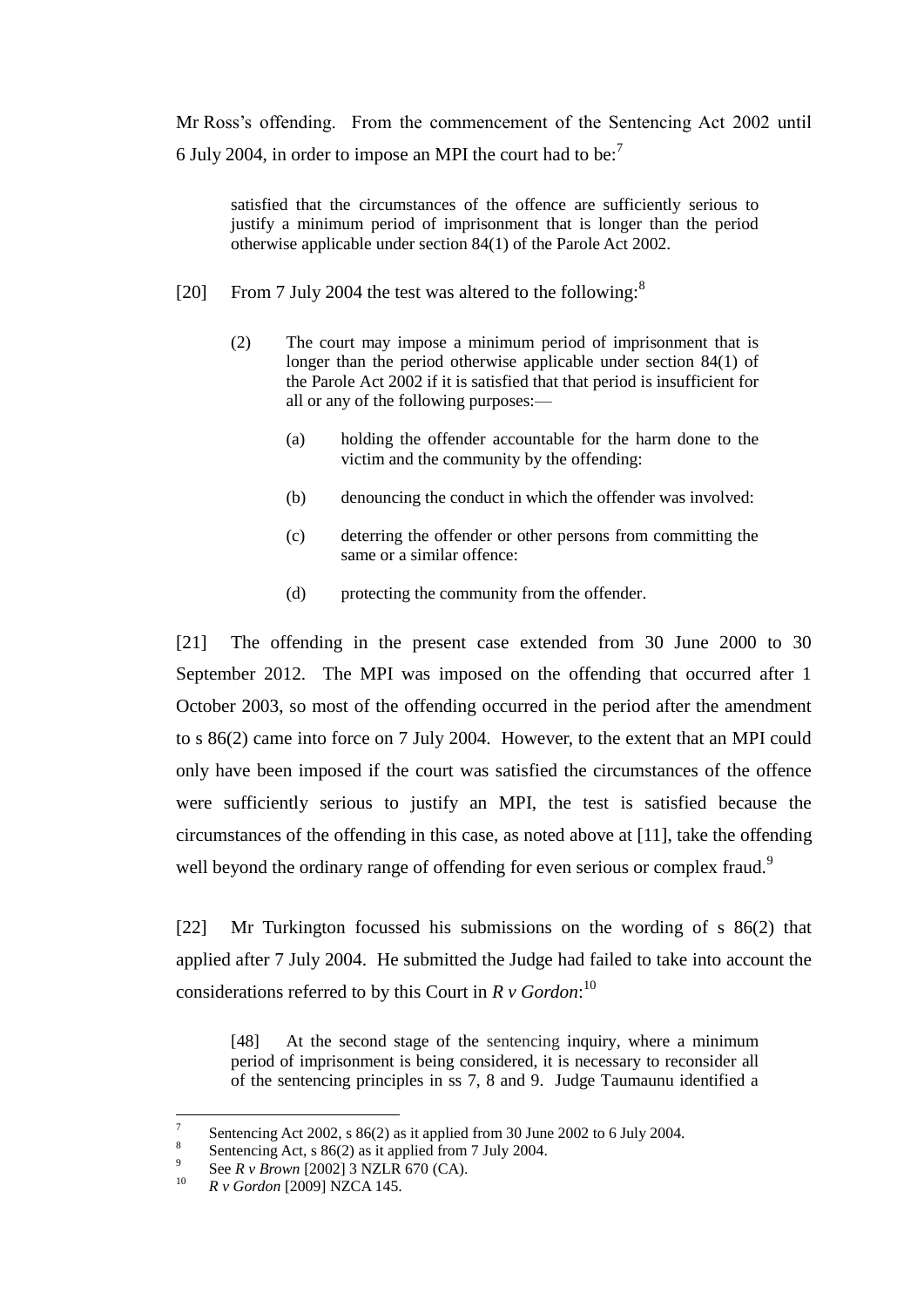Mr Ross's offending. From the commencement of the Sentencing Act 2002 until 6 July 2004, in order to impose an MPI the court had to be:[7]

> satisfied that the circumstances of the offence are sufficiently serious to justify a minimum period of imprisonment that is longer than the period otherwise applicable under section 84(1) of the Parole Act 2002.

[20] From 7 July 2004 the test was altered to the following:[8]

> (2) The court may impose a minimum period of imprisonment that is longer than the period otherwise applicable under section 84(1) of the Parole Act 2002 if it is satisfied that that period is insufficient for all or any of the following purposes:—
>
> (a) holding the offender accountable for the harm done to the victim and the community by the offending:
>
> (b) denouncing the conduct in which the offender was involved:
>
> (c) deterring the offender or other persons from committing the same or a similar offence:
>
> (d) protecting the community from the offender.

[21] The offending in the present case extended from 30 June 2000 to 30 September 2012. The MPI was imposed on the offending that occurred after 1 October 2003, so most of the offending occurred in the period after the amendment to s 86(2) came into force on 7 July 2004. However, to the extent that an MPI could only have been imposed if the court was satisfied the circumstances of the offence were sufficiently serious to justify an MPI, the test is satisfied because the circumstances of the offending in this case, as noted above at [11], take the offending well beyond the ordinary range of offending for even serious or complex fraud.[9]

[22] Mr Turkington focussed his submissions on the wording of s 86(2) that applied after 7 July 2004. He submitted the Judge had failed to take into account the considerations referred to by this Court in *R v Gordon*:[10]

> [48] At the second stage of the sentencing inquiry, where a minimum period of imprisonment is being considered, it is necessary to reconsider all of the sentencing principles in ss 7, 8 and 9. Judge Taumaunu identified a

---

[7] Sentencing Act 2002, s 86(2) as it applied from 30 June 2002 to 6 July 2004.

[8] Sentencing Act, s 86(2) as it applied from 7 July 2004.

[9] See *R v Brown* [2002] 3 NZLR 670 (CA).

[10] *R v Gordon* [2009] NZCA 145.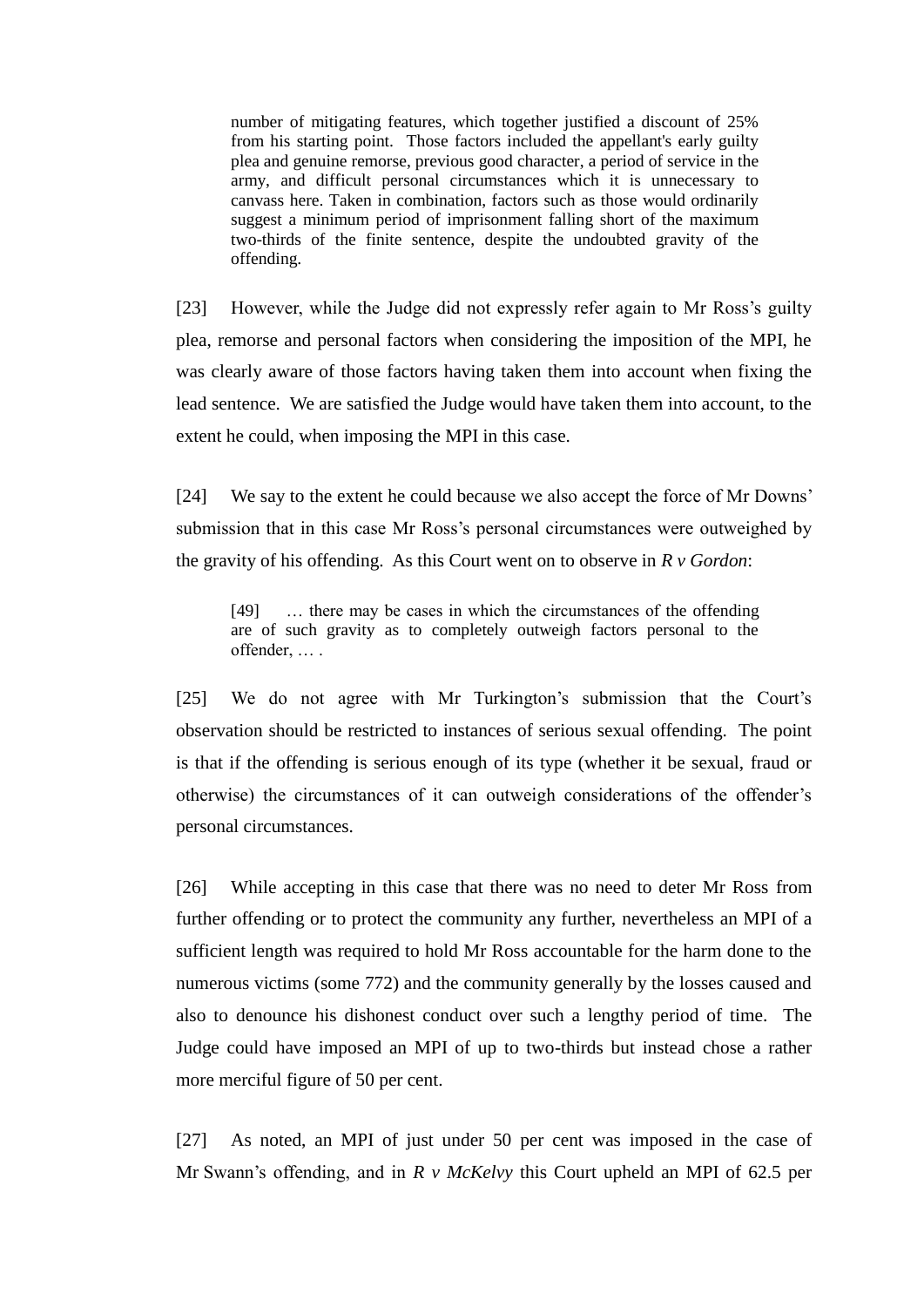> number of mitigating features, which together justified a discount of 25% from his starting point. Those factors included the appellant's early guilty plea and genuine remorse, previous good character, a period of service in the army, and difficult personal circumstances which it is unnecessary to canvass here. Taken in combination, factors such as those would ordinarily suggest a minimum period of imprisonment falling short of the maximum two-thirds of the finite sentence, despite the undoubted gravity of the offending.

[23] However, while the Judge did not expressly refer again to Mr Ross's guilty plea, remorse and personal factors when considering the imposition of the MPI, he was clearly aware of those factors having taken them into account when fixing the lead sentence. We are satisfied the Judge would have taken them into account, to the extent he could, when imposing the MPI in this case.

[24] We say to the extent he could because we also accept the force of Mr Downs' submission that in this case Mr Ross's personal circumstances were outweighed by the gravity of his offending. As this Court went on to observe in *R v Gordon*:

> [49] … there may be cases in which the circumstances of the offending are of such gravity as to completely outweigh factors personal to the offender, … .

[25] We do not agree with Mr Turkington's submission that the Court's observation should be restricted to instances of serious sexual offending. The point is that if the offending is serious enough of its type (whether it be sexual, fraud or otherwise) the circumstances of it can outweigh considerations of the offender's personal circumstances.

[26] While accepting in this case that there was no need to deter Mr Ross from further offending or to protect the community any further, nevertheless an MPI of a sufficient length was required to hold Mr Ross accountable for the harm done to the numerous victims (some 772) and the community generally by the losses caused and also to denounce his dishonest conduct over such a lengthy period of time. The Judge could have imposed an MPI of up to two-thirds but instead chose a rather more merciful figure of 50 per cent.

[27] As noted, an MPI of just under 50 per cent was imposed in the case of Mr Swann's offending, and in *R v McKelvy* this Court upheld an MPI of 62.5 per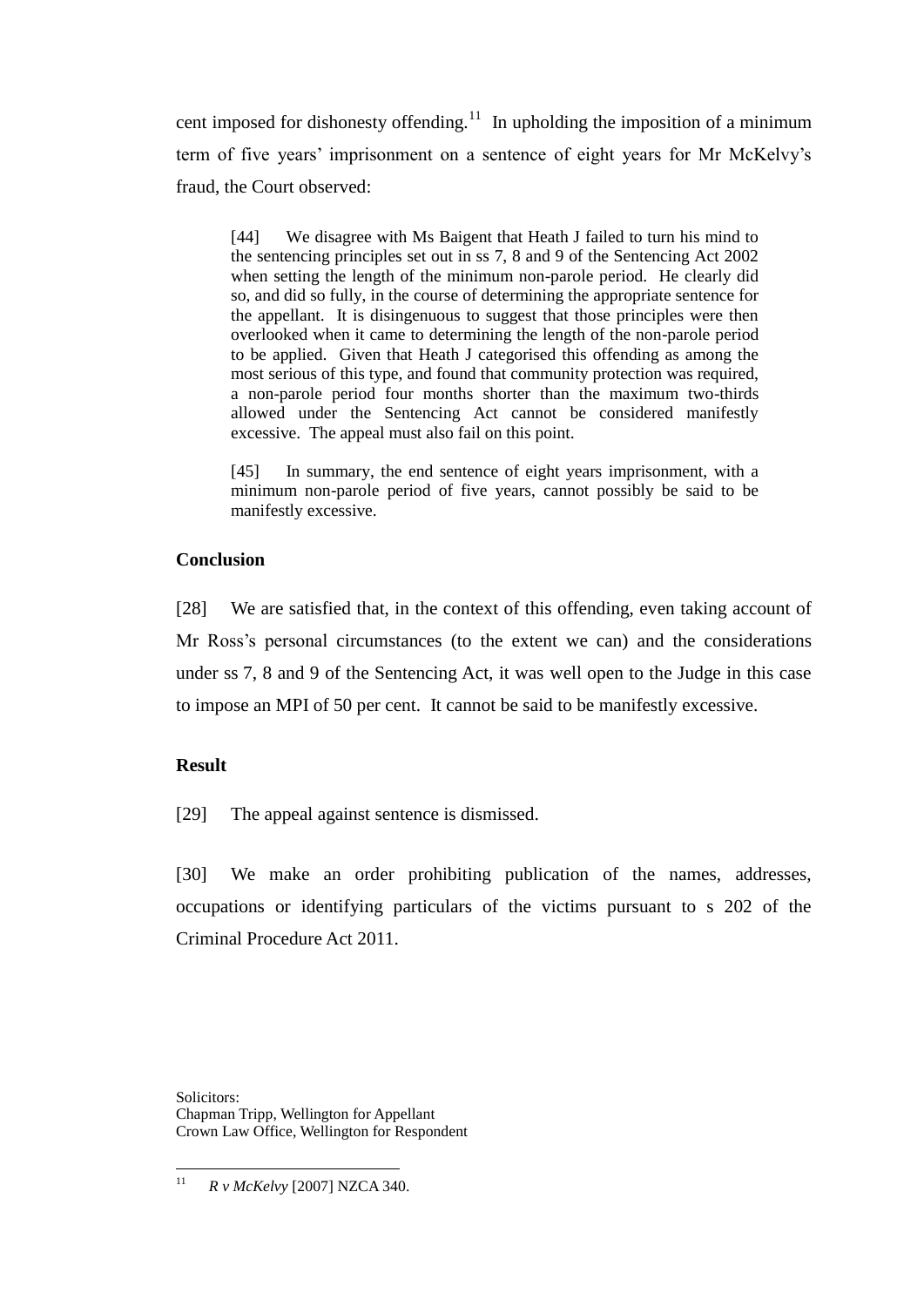cent imposed for dishonesty offending.[11] In upholding the imposition of a minimum term of five years' imprisonment on a sentence of eight years for Mr McKelvy's fraud, the Court observed:

> [44] We disagree with Ms Baigent that Heath J failed to turn his mind to the sentencing principles set out in ss 7, 8 and 9 of the Sentencing Act 2002 when setting the length of the minimum non-parole period. He clearly did so, and did so fully, in the course of determining the appropriate sentence for the appellant. It is disingenuous to suggest that those principles were then overlooked when it came to determining the length of the non-parole period to be applied. Given that Heath J categorised this offending as among the most serious of this type, and found that community protection was required, a non-parole period four months shorter than the maximum two-thirds allowed under the Sentencing Act cannot be considered manifestly excessive. The appeal must also fail on this point.
>
> [45] In summary, the end sentence of eight years imprisonment, with a minimum non-parole period of five years, cannot possibly be said to be manifestly excessive.

## Conclusion

[28] We are satisfied that, in the context of this offending, even taking account of Mr Ross's personal circumstances (to the extent we can) and the considerations under ss 7, 8 and 9 of the Sentencing Act, it was well open to the Judge in this case to impose an MPI of 50 per cent. It cannot be said to be manifestly excessive.

## Result

[29] The appeal against sentence is dismissed.

[30] We make an order prohibiting publication of the names, addresses, occupations or identifying particulars of the victims pursuant to s 202 of the Criminal Procedure Act 2011.

Solicitors:
Chapman Tripp, Wellington for Appellant
Crown Law Office, Wellington for Respondent

---

[11] *R v McKelvy* [2007] NZCA 340.